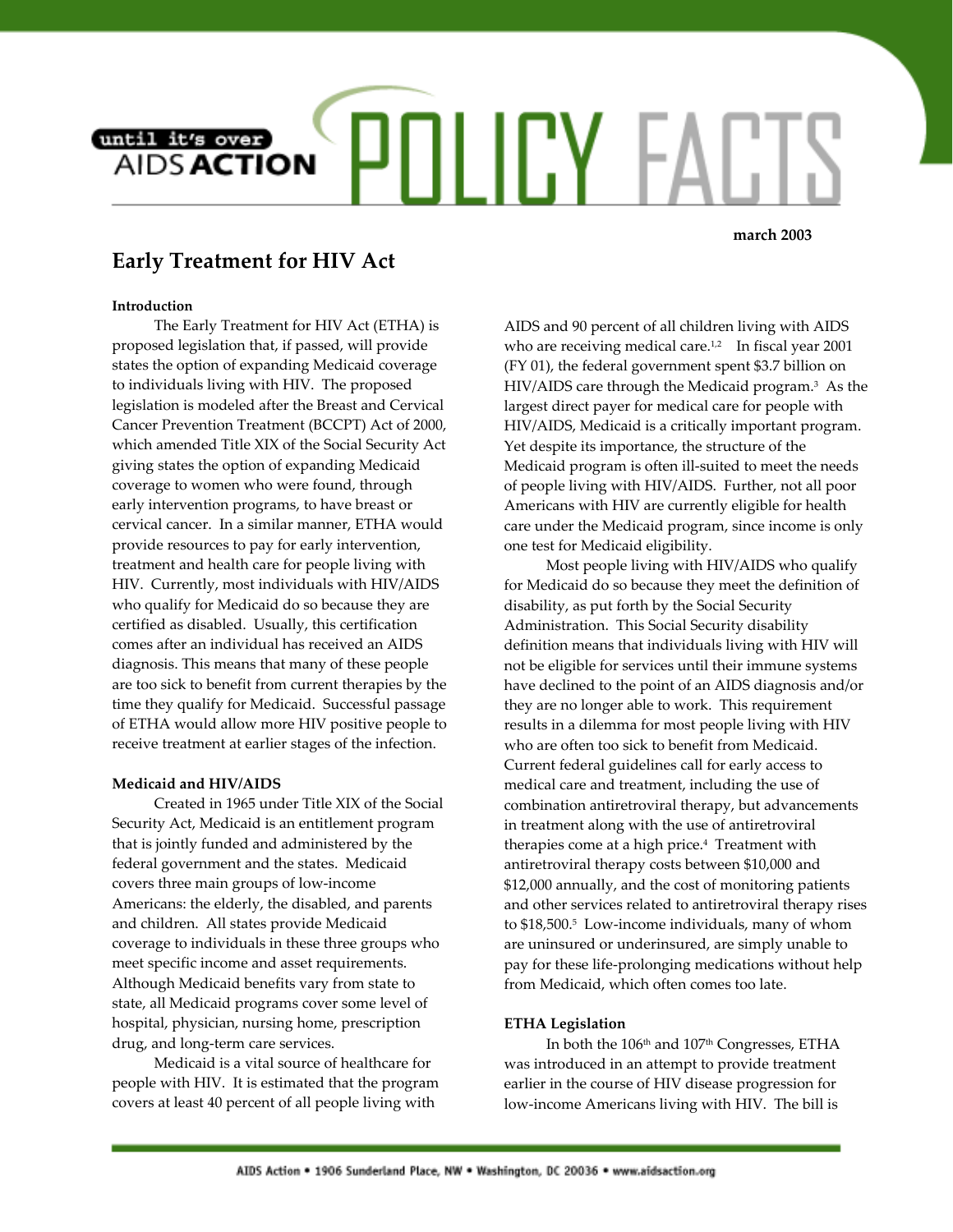until it's over
AIDS **ACTION**

# POLICY FACTS

**march 2003**

## Early Treatment for HIV Act

**Introduction**

The Early Treatment for HIV Act (ETHA) is proposed legislation that, if passed, will provide states the option of expanding Medicaid coverage to individuals living with HIV. The proposed legislation is modeled after the Breast and Cervical Cancer Prevention Treatment (BCCPT) Act of 2000, which amended Title XIX of the Social Security Act giving states the option of expanding Medicaid coverage to women who were found, through early intervention programs, to have breast or cervical cancer. In a similar manner, ETHA would provide resources to pay for early intervention, treatment and health care for people living with HIV. Currently, most individuals with HIV/AIDS who qualify for Medicaid do so because they are certified as disabled. Usually, this certification comes after an individual has received an AIDS diagnosis. This means that many of these people are too sick to benefit from current therapies by the time they qualify for Medicaid. Successful passage of ETHA would allow more HIV positive people to receive treatment at earlier stages of the infection.

**Medicaid and HIV/AIDS**

Created in 1965 under Title XIX of the Social Security Act, Medicaid is an entitlement program that is jointly funded and administered by the federal government and the states. Medicaid covers three main groups of low-income Americans: the elderly, the disabled, and parents and children. All states provide Medicaid coverage to individuals in these three groups who meet specific income and asset requirements. Although Medicaid benefits vary from state to state, all Medicaid programs cover some level of hospital, physician, nursing home, prescription drug, and long-term care services.

Medicaid is a vital source of healthcare for people with HIV. It is estimated that the program covers at least 40 percent of all people living with AIDS and 90 percent of all children living with AIDS who are receiving medical care.[1,2] In fiscal year 2001 (FY 01), the federal government spent $3.7 billion on HIV/AIDS care through the Medicaid program.[3] As the largest direct payer for medical care for people with HIV/AIDS, Medicaid is a critically important program. Yet despite its importance, the structure of the Medicaid program is often ill-suited to meet the needs of people living with HIV/AIDS. Further, not all poor Americans with HIV are currently eligible for health care under the Medicaid program, since income is only one test for Medicaid eligibility.

Most people living with HIV/AIDS who qualify for Medicaid do so because they meet the definition of disability, as put forth by the Social Security Administration. This Social Security disability definition means that individuals living with HIV will not be eligible for services until their immune systems have declined to the point of an AIDS diagnosis and/or they are no longer able to work. This requirement results in a dilemma for most people living with HIV who are often too sick to benefit from Medicaid. Current federal guidelines call for early access to medical care and treatment, including the use of combination antiretroviral therapy, but advancements in treatment along with the use of antiretroviral therapies come at a high price.[4] Treatment with antiretroviral therapy costs between $10,000 and $12,000 annually, and the cost of monitoring patients and other services related to antiretroviral therapy rises to $18,500.[5] Low-income individuals, many of whom are uninsured or underinsured, are simply unable to pay for these life-prolonging medications without help from Medicaid, which often comes too late.

**ETHA Legislation**

In both the 106th and 107th Congresses, ETHA was introduced in an attempt to provide treatment earlier in the course of HIV disease progression for low-income Americans living with HIV. The bill is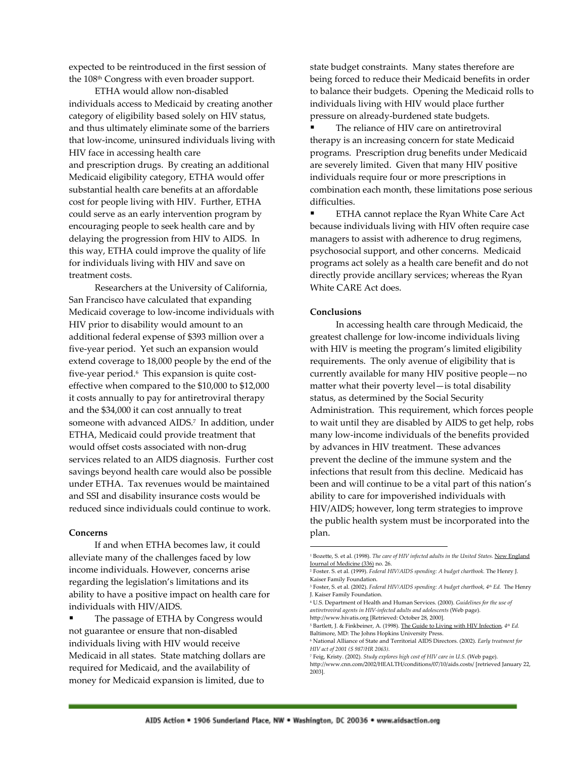expected to be reintroduced in the first session of the 108th Congress with even broader support.

ETHA would allow non-disabled individuals access to Medicaid by creating another category of eligibility based solely on HIV status, and thus ultimately eliminate some of the barriers that low-income, uninsured individuals living with HIV face in accessing health care and prescription drugs. By creating an additional Medicaid eligibility category, ETHA would offer substantial health care benefits at an affordable cost for people living with HIV. Further, ETHA could serve as an early intervention program by encouraging people to seek health care and by delaying the progression from HIV to AIDS. In this way, ETHA could improve the quality of life for individuals living with HIV and save on treatment costs.

Researchers at the University of California, San Francisco have calculated that expanding Medicaid coverage to low-income individuals with HIV prior to disability would amount to an additional federal expense of $393 million over a five-year period. Yet such an expansion would extend coverage to 18,000 people by the end of the five-year period.[6] This expansion is quite cost-effective when compared to the $10,000 to $12,000 it costs annually to pay for antiretroviral therapy and the $34,000 it can cost annually to treat someone with advanced AIDS.[7] In addition, under ETHA, Medicaid could provide treatment that would offset costs associated with non-drug services related to an AIDS diagnosis. Further cost savings beyond health care would also be possible under ETHA. Tax revenues would be maintained and SSI and disability insurance costs would be reduced since individuals could continue to work.

**Concerns**

If and when ETHA becomes law, it could alleviate many of the challenges faced by low income individuals. However, concerns arise regarding the legislation's limitations and its ability to have a positive impact on health care for individuals with HIV/AIDS.

- The passage of ETHA by Congress would not guarantee or ensure that non-disabled individuals living with HIV would receive Medicaid in all states. State matching dollars are required for Medicaid, and the availability of money for Medicaid expansion is limited, due to state budget constraints. Many states therefore are being forced to reduce their Medicaid benefits in order to balance their budgets. Opening the Medicaid rolls to individuals living with HIV would place further pressure on already-burdened state budgets.
- The reliance of HIV care on antiretroviral therapy is an increasing concern for state Medicaid programs. Prescription drug benefits under Medicaid are severely limited. Given that many HIV positive individuals require four or more prescriptions in combination each month, these limitations pose serious difficulties.
- ETHA cannot replace the Ryan White Care Act because individuals living with HIV often require case managers to assist with adherence to drug regimens, psychosocial support, and other concerns. Medicaid programs act solely as a health care benefit and do not directly provide ancillary services; whereas the Ryan White CARE Act does.

**Conclusions**

In accessing health care through Medicaid, the greatest challenge for low-income individuals living with HIV is meeting the program's limited eligibility requirements. The only avenue of eligibility that is currently available for many HIV positive people—no matter what their poverty level—is total disability status, as determined by the Social Security Administration. This requirement, which forces people to wait until they are disabled by AIDS to get help, robs many low-income individuals of the benefits provided by advances in HIV treatment. These advances prevent the decline of the immune system and the infections that result from this decline. Medicaid has been and will continue to be a vital part of this nation's ability to care for impoverished individuals with HIV/AIDS; however, long term strategies to improve the public health system must be incorporated into the plan.

---

[1] Bozette, S. et al. (1998). *The care of HIV infected adults in the United States.* New England Journal of Medicine (336) no. 26.

[2] Foster. S. et al. (1999). *Federal HIV/AIDS spending: A budget chartbook.* The Henry J. Kaiser Family Foundation.

[3] Foster, S. et al. (2002). *Federal HIV/AIDS spending: A budget chartbook, 4th Ed.* The Henry J. Kaiser Family Foundation.

[4] U.S. Department of Health and Human Services. (2000). *Guidelines for the use of antiretroviral agents in HIV-infected adults and adolescents* (Web page). http://www.hivatis.org [Retrieved: October 28, 2000].

[5] Bartlett, J. & Finkbeiner, A. (1998). The Guide to Living with HIV Infection, *4th Ed.* Baltimore, MD: The Johns Hopkins University Press.

[6] National Alliance of State and Territorial AIDS Directors. (2002). *Early treatment for HIV act of 2001 (S 987/HR 2063).*

[7] Feig, Kristy. (2002). *Study explores high cost of HIV care in U.S.* (Web page). http://www.cnn.com/2002/HEALTH/conditions/07/10/aids.costs/ [retrieved January 22, 2003].